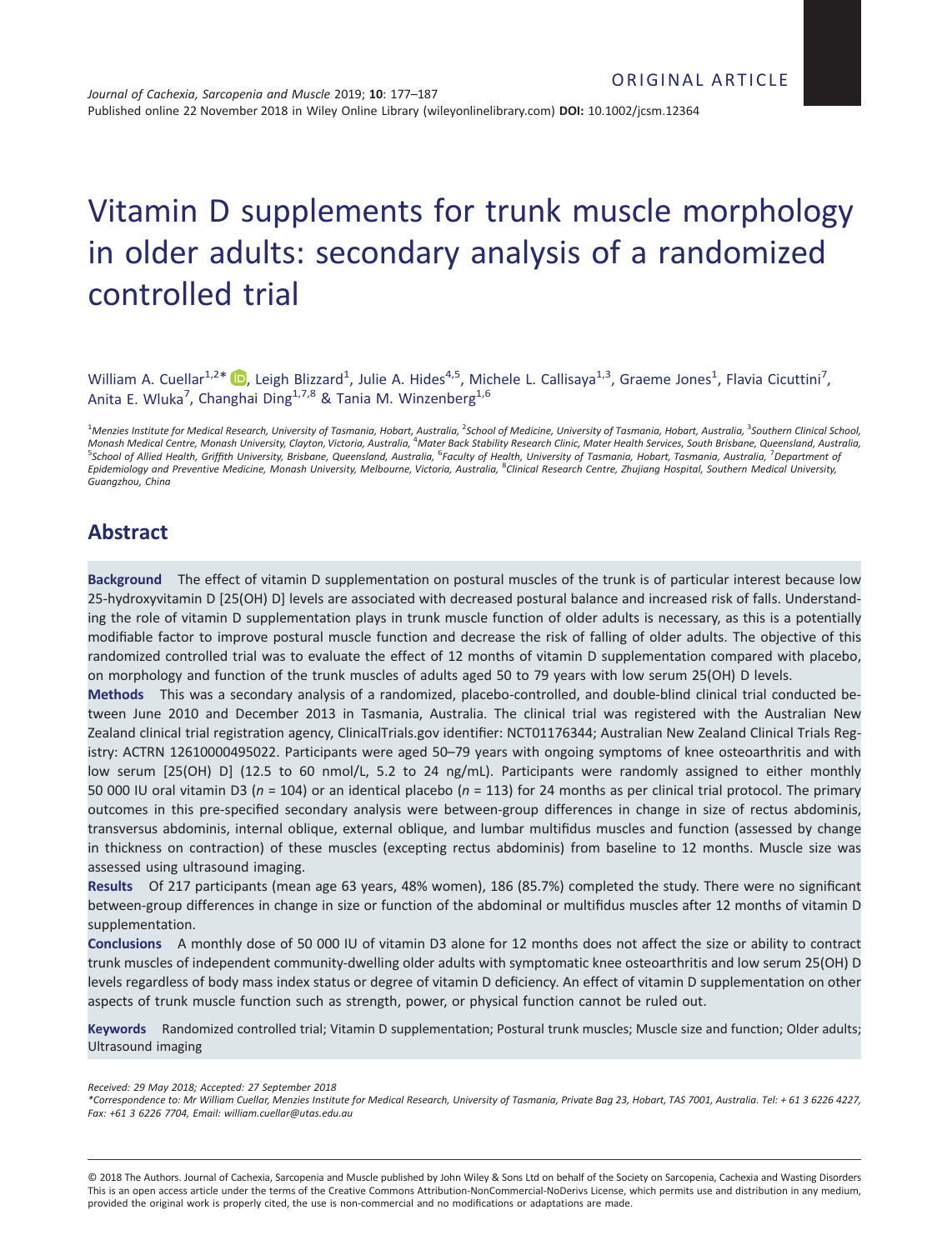ORIGINAL ARTICLE

*Journal of Cachexia, Sarcopenia and Muscle* 2019; **10**: 177–187
Published online 22 November 2018 in Wiley Online Library (wileyonlinelibrary.com) **DOI:** 10.1002/jcsm.12364

# Vitamin D supplements for trunk muscle morphology in older adults: secondary analysis of a randomized controlled trial

William A. Cuellar[1,2]*, Leigh Blizzard[1], Julie A. Hides[4,5], Michele L. Callisaya[1,3], Graeme Jones[1], Flavia Cicuttini[7], Anita E. Wluka[7], Changhai Ding[1,7,8] & Tania M. Winzenberg[1,6]

[1]Menzies Institute for Medical Research, University of Tasmania, Hobart, Australia, [2]School of Medicine, University of Tasmania, Hobart, Australia, [3]Southern Clinical School, Monash Medical Centre, Monash University, Clayton, Victoria, Australia, [4]Mater Back Stability Research Clinic, Mater Health Services, South Brisbane, Queensland, Australia, [5]School of Allied Health, Griffith University, Brisbane, Queensland, Australia, [6]Faculty of Health, University of Tasmania, Hobart, Tasmania, Australia, [7]Department of Epidemiology and Preventive Medicine, Monash University, Melbourne, Victoria, Australia, [8]Clinical Research Centre, Zhujiang Hospital, Southern Medical University, Guangzhou, China

## Abstract

**Background** The effect of vitamin D supplementation on postural muscles of the trunk is of particular interest because low 25-hydroxyvitamin D [25(OH) D] levels are associated with decreased postural balance and increased risk of falls. Understanding the role of vitamin D supplementation plays in trunk muscle function of older adults is necessary, as this is a potentially modifiable factor to improve postural muscle function and decrease the risk of falling of older adults. The objective of this randomized controlled trial was to evaluate the effect of 12 months of vitamin D supplementation compared with placebo, on morphology and function of the trunk muscles of adults aged 50 to 79 years with low serum 25(OH) D levels.

**Methods** This was a secondary analysis of a randomized, placebo-controlled, and double-blind clinical trial conducted between June 2010 and December 2013 in Tasmania, Australia. The clinical trial was registered with the Australian New Zealand clinical trial registration agency, ClinicalTrials.gov identifier: NCT01176344; Australian New Zealand Clinical Trials Registry: ACTRN 12610000495022. Participants were aged 50–79 years with ongoing symptoms of knee osteoarthritis and with low serum [25(OH) D] (12.5 to 60 nmol/L, 5.2 to 24 ng/mL). Participants were randomly assigned to either monthly 50 000 IU oral vitamin D3 ($n$ = 104) or an identical placebo ($n$ = 113) for 24 months as per clinical trial protocol. The primary outcomes in this pre-specified secondary analysis were between-group differences in change in size of rectus abdominis, transversus abdominis, internal oblique, external oblique, and lumbar multifidus muscles and function (assessed by change in thickness on contraction) of these muscles (excepting rectus abdominis) from baseline to 12 months. Muscle size was assessed using ultrasound imaging.

**Results** Of 217 participants (mean age 63 years, 48% women), 186 (85.7%) completed the study. There were no significant between-group differences in change in size or function of the abdominal or multifidus muscles after 12 months of vitamin D supplementation.

**Conclusions** A monthly dose of 50 000 IU of vitamin D3 alone for 12 months does not affect the size or ability to contract trunk muscles of independent community-dwelling older adults with symptomatic knee osteoarthritis and low serum 25(OH) D levels regardless of body mass index status or degree of vitamin D deficiency. An effect of vitamin D supplementation on other aspects of trunk muscle function such as strength, power, or physical function cannot be ruled out.

**Keywords** Randomized controlled trial; Vitamin D supplementation; Postural trunk muscles; Muscle size and function; Older adults; Ultrasound imaging

*Received: 29 May 2018; Accepted: 27 September 2018*

*\*Correspondence to: Mr William Cuellar, Menzies Institute for Medical Research, University of Tasmania, Private Bag 23, Hobart, TAS 7001, Australia. Tel: + 61 3 6226 4227, Fax: +61 3 6226 7704, Email: william.cuellar@utas.edu.au*

© 2018 The Authors. Journal of Cachexia, Sarcopenia and Muscle published by John Wiley & Sons Ltd on behalf of the Society on Sarcopenia, Cachexia and Wasting Disorders
This is an open access article under the terms of the Creative Commons Attribution-NonCommercial-NoDerivs License, which permits use and distribution in any medium, provided the original work is properly cited, the use is non-commercial and no modifications or adaptations are made.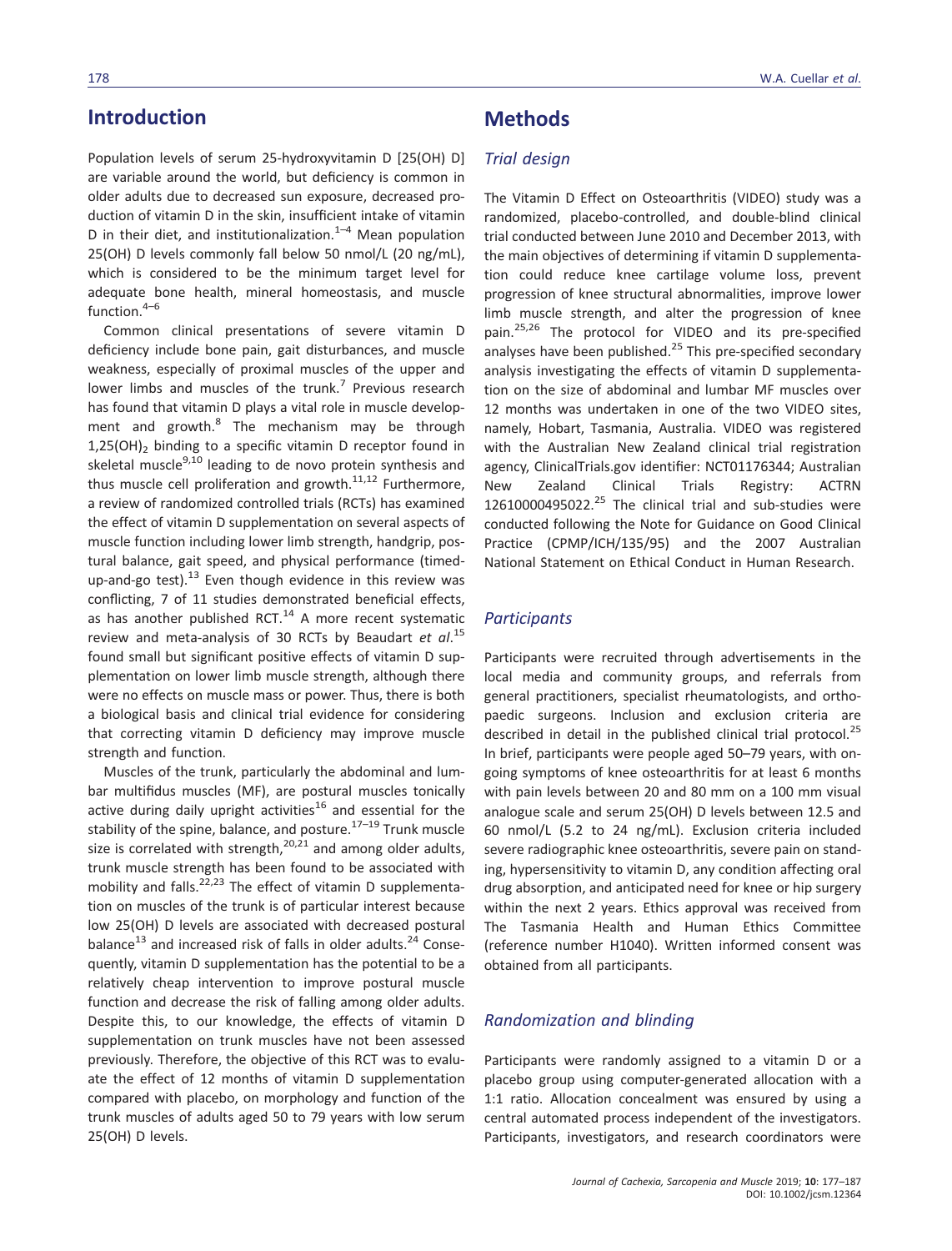## Introduction

Population levels of serum 25-hydroxyvitamin D [25(OH) D] are variable around the world, but deficiency is common in older adults due to decreased sun exposure, decreased production of vitamin D in the skin, insufficient intake of vitamin D in their diet, and institutionalization.[1–4] Mean population 25(OH) D levels commonly fall below 50 nmol/L (20 ng/mL), which is considered to be the minimum target level for adequate bone health, mineral homeostasis, and muscle function.[4–6]

Common clinical presentations of severe vitamin D deficiency include bone pain, gait disturbances, and muscle weakness, especially of proximal muscles of the upper and lower limbs and muscles of the trunk.[7] Previous research has found that vitamin D plays a vital role in muscle development and growth.[8] The mechanism may be through $1,25(OH)_2$ binding to a specific vitamin D receptor found in skeletal muscle[9,10] leading to de novo protein synthesis and thus muscle cell proliferation and growth.[11,12] Furthermore, a review of randomized controlled trials (RCTs) has examined the effect of vitamin D supplementation on several aspects of muscle function including lower limb strength, handgrip, postural balance, gait speed, and physical performance (timed-up-and-go test).[13] Even though evidence in this review was conflicting, 7 of 11 studies demonstrated beneficial effects, as has another published RCT.[14] A more recent systematic review and meta-analysis of 30 RCTs by Beaudart *et al*.[15] found small but significant positive effects of vitamin D supplementation on lower limb muscle strength, although there were no effects on muscle mass or power. Thus, there is both a biological basis and clinical trial evidence for considering that correcting vitamin D deficiency may improve muscle strength and function.

Muscles of the trunk, particularly the abdominal and lumbar multifidus muscles (MF), are postural muscles tonically active during daily upright activities[16] and essential for the stability of the spine, balance, and posture.[17–19] Trunk muscle size is correlated with strength,[20,21] and among older adults, trunk muscle strength has been found to be associated with mobility and falls.[22,23] The effect of vitamin D supplementation on muscles of the trunk is of particular interest because low 25(OH) D levels are associated with decreased postural balance[13] and increased risk of falls in older adults.[24] Consequently, vitamin D supplementation has the potential to be a relatively cheap intervention to improve postural muscle function and decrease the risk of falling among older adults. Despite this, to our knowledge, the effects of vitamin D supplementation on trunk muscles have not been assessed previously. Therefore, the objective of this RCT was to evaluate the effect of 12 months of vitamin D supplementation compared with placebo, on morphology and function of the trunk muscles of adults aged 50 to 79 years with low serum 25(OH) D levels.

## Methods

### Trial design

The Vitamin D Effect on Osteoarthritis (VIDEO) study was a randomized, placebo-controlled, and double-blind clinical trial conducted between June 2010 and December 2013, with the main objectives of determining if vitamin D supplementation could reduce knee cartilage volume loss, prevent progression of knee structural abnormalities, improve lower limb muscle strength, and alter the progression of knee pain.[25,26] The protocol for VIDEO and its pre-specified analyses have been published.[25] This pre-specified secondary analysis investigating the effects of vitamin D supplementation on the size of abdominal and lumbar MF muscles over 12 months was undertaken in one of the two VIDEO sites, namely, Hobart, Tasmania, Australia. VIDEO was registered with the Australian New Zealand clinical trial registration agency, ClinicalTrials.gov identifier: NCT01176344; Australian New Zealand Clinical Trials Registry: ACTRN 12610000495022.[25] The clinical trial and sub-studies were conducted following the Note for Guidance on Good Clinical Practice (CPMP/ICH/135/95) and the 2007 Australian National Statement on Ethical Conduct in Human Research.

### Participants

Participants were recruited through advertisements in the local media and community groups, and referrals from general practitioners, specialist rheumatologists, and orthopaedic surgeons. Inclusion and exclusion criteria are described in detail in the published clinical trial protocol.[25] In brief, participants were people aged 50–79 years, with ongoing symptoms of knee osteoarthritis for at least 6 months with pain levels between 20 and 80 mm on a 100 mm visual analogue scale and serum 25(OH) D levels between 12.5 and 60 nmol/L (5.2 to 24 ng/mL). Exclusion criteria included severe radiographic knee osteoarthritis, severe pain on standing, hypersensitivity to vitamin D, any condition affecting oral drug absorption, and anticipated need for knee or hip surgery within the next 2 years. Ethics approval was received from The Tasmania Health and Human Ethics Committee (reference number H1040). Written informed consent was obtained from all participants.

### Randomization and blinding

Participants were randomly assigned to a vitamin D or a placebo group using computer-generated allocation with a 1:1 ratio. Allocation concealment was ensured by using a central automated process independent of the investigators. Participants, investigators, and research coordinators were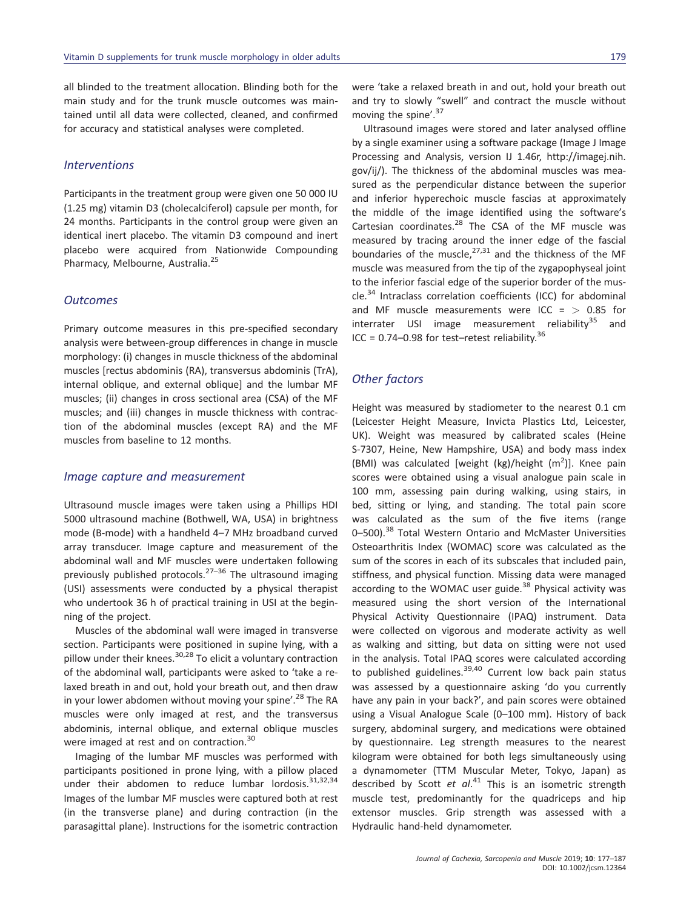all blinded to the treatment allocation. Blinding both for the main study and for the trunk muscle outcomes was maintained until all data were collected, cleaned, and confirmed for accuracy and statistical analyses were completed.

### *Interventions*

Participants in the treatment group were given one 50 000 IU (1.25 mg) vitamin D3 (cholecalciferol) capsule per month, for 24 months. Participants in the control group were given an identical inert placebo. The vitamin D3 compound and inert placebo were acquired from Nationwide Compounding Pharmacy, Melbourne, Australia.[25]

### *Outcomes*

Primary outcome measures in this pre-specified secondary analysis were between-group differences in change in muscle morphology: (i) changes in muscle thickness of the abdominal muscles [rectus abdominis (RA), transversus abdominis (TrA), internal oblique, and external oblique] and the lumbar MF muscles; (ii) changes in cross sectional area (CSA) of the MF muscles; and (iii) changes in muscle thickness with contraction of the abdominal muscles (except RA) and the MF muscles from baseline to 12 months.

### *Image capture and measurement*

Ultrasound muscle images were taken using a Phillips HDI 5000 ultrasound machine (Bothwell, WA, USA) in brightness mode (B-mode) with a handheld 4–7 MHz broadband curved array transducer. Image capture and measurement of the abdominal wall and MF muscles were undertaken following previously published protocols.[27–36] The ultrasound imaging (USI) assessments were conducted by a physical therapist who undertook 36 h of practical training in USI at the beginning of the project.

Muscles of the abdominal wall were imaged in transverse section. Participants were positioned in supine lying, with a pillow under their knees.[30,28] To elicit a voluntary contraction of the abdominal wall, participants were asked to 'take a relaxed breath in and out, hold your breath out, and then draw in your lower abdomen without moving your spine'.[28] The RA muscles were only imaged at rest, and the transversus abdominis, internal oblique, and external oblique muscles were imaged at rest and on contraction.[30]

Imaging of the lumbar MF muscles was performed with participants positioned in prone lying, with a pillow placed under their abdomen to reduce lumbar lordosis.[31,32,34] Images of the lumbar MF muscles were captured both at rest (in the transverse plane) and during contraction (in the parasagittal plane). Instructions for the isometric contraction were 'take a relaxed breath in and out, hold your breath out and try to slowly "swell" and contract the muscle without moving the spine'.[37]

Ultrasound images were stored and later analysed offline by a single examiner using a software package (Image J Image Processing and Analysis, version IJ 1.46r, http://imagej.nih.gov/ij/). The thickness of the abdominal muscles was measured as the perpendicular distance between the superior and inferior hyperechoic muscle fascias at approximately the middle of the image identified using the software's Cartesian coordinates.[28] The CSA of the MF muscle was measured by tracing around the inner edge of the fascial boundaries of the muscle,[27,31] and the thickness of the MF muscle was measured from the tip of the zygapophyseal joint to the inferior fascial edge of the superior border of the muscle.[34] Intraclass correlation coefficients (ICC) for abdominal and MF muscle measurements were ICC = > 0.85 for interrater USI image measurement reliability[35] and ICC = 0.74–0.98 for test–retest reliability.[36]

### *Other factors*

Height was measured by stadiometer to the nearest 0.1 cm (Leicester Height Measure, Invicta Plastics Ltd, Leicester, UK). Weight was measured by calibrated scales (Heine S-7307, Heine, New Hampshire, USA) and body mass index (BMI) was calculated [weight (kg)/height ($m^2$)]. Knee pain scores were obtained using a visual analogue pain scale in 100 mm, assessing pain during walking, using stairs, in bed, sitting or lying, and standing. The total pain score was calculated as the sum of the five items (range 0–500).[38] Total Western Ontario and McMaster Universities Osteoarthritis Index (WOMAC) score was calculated as the sum of the scores in each of its subscales that included pain, stiffness, and physical function. Missing data were managed according to the WOMAC user guide.[38] Physical activity was measured using the short version of the International Physical Activity Questionnaire (IPAQ) instrument. Data were collected on vigorous and moderate activity as well as walking and sitting, but data on sitting were not used in the analysis. Total IPAQ scores were calculated according to published guidelines.[39,40] Current low back pain status was assessed by a questionnaire asking 'do you currently have any pain in your back?', and pain scores were obtained using a Visual Analogue Scale (0–100 mm). History of back surgery, abdominal surgery, and medications were obtained by questionnaire. Leg strength measures to the nearest kilogram were obtained for both legs simultaneously using a dynamometer (TTM Muscular Meter, Tokyo, Japan) as described by Scott *et al*.[41] This is an isometric strength muscle test, predominantly for the quadriceps and hip extensor muscles. Grip strength was assessed with a Hydraulic hand-held dynamometer.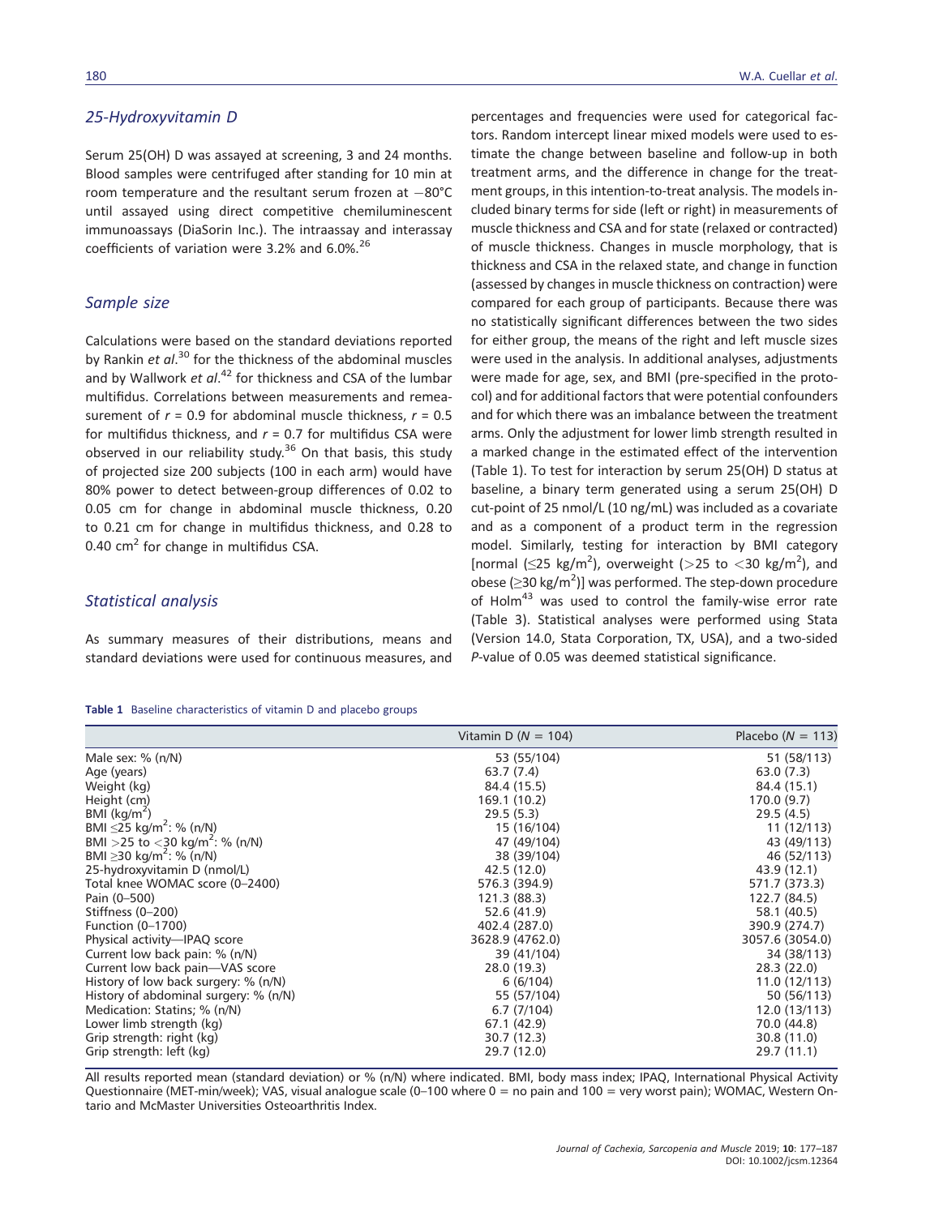### 25-Hydroxyvitamin D

Serum 25(OH) D was assayed at screening, 3 and 24 months. Blood samples were centrifuged after standing for 10 min at room temperature and the resultant serum frozen at −80°C until assayed using direct competitive chemiluminescent immunoassays (DiaSorin Inc.). The intraassay and interassay coefficients of variation were 3.2% and 6.0%.[26]

### Sample size

Calculations were based on the standard deviations reported by Rankin *et al*.[30] for the thickness of the abdominal muscles and by Wallwork *et al*.[42] for thickness and CSA of the lumbar multifidus. Correlations between measurements and remeasurement of $r = 0.9$ for abdominal muscle thickness, $r = 0.5$ for multifidus thickness, and $r = 0.7$ for multifidus CSA were observed in our reliability study.[36] On that basis, this study of projected size 200 subjects (100 in each arm) would have 80% power to detect between-group differences of 0.02 to 0.05 cm for change in abdominal muscle thickness, 0.20 to 0.21 cm for change in multifidus thickness, and 0.28 to 0.40 $cm^2$ for change in multifidus CSA.

### Statistical analysis

As summary measures of their distributions, means and standard deviations were used for continuous measures, and percentages and frequencies were used for categorical factors. Random intercept linear mixed models were used to estimate the change between baseline and follow-up in both treatment arms, and the difference in change for the treatment groups, in this intention-to-treat analysis. The models included binary terms for side (left or right) in measurements of muscle thickness and CSA and for state (relaxed or contracted) of muscle thickness. Changes in muscle morphology, that is thickness and CSA in the relaxed state, and change in function (assessed by changes in muscle thickness on contraction) were compared for each group of participants. Because there was no statistically significant differences between the two sides for either group, the means of the right and left muscle sizes were used in the analysis. In additional analyses, adjustments were made for age, sex, and BMI (pre-specified in the protocol) and for additional factors that were potential confounders and for which there was an imbalance between the treatment arms. Only the adjustment for lower limb strength resulted in a marked change in the estimated effect of the intervention (Table 1). To test for interaction by serum 25(OH) D status at baseline, a binary term generated using a serum 25(OH) D cut-point of 25 nmol/L (10 ng/mL) was included as a covariate and as a component of a product term in the regression model. Similarly, testing for interaction by BMI category [normal (≤25 kg/$m^2$), overweight (>25 to <30 kg/$m^2$), and obese (≥30 kg/$m^2$)] was performed. The step-down procedure of Holm[43] was used to control the family-wise error rate (Table 3). Statistical analyses were performed using Stata (Version 14.0, Stata Corporation, TX, USA), and a two-sided *P*-value of 0.05 was deemed statistical significance.

**Table 1** Baseline characteristics of vitamin D and placebo groups

| | Vitamin D (N = 104) | Placebo (N = 113) |
|---|---|---|
| Male sex: % (n/N) | 53 (55/104) | 51 (58/113) |
| Age (years) | 63.7 (7.4) | 63.0 (7.3) |
| Weight (kg) | 84.4 (15.5) | 84.4 (15.1) |
| Height (cm) | 169.1 (10.2) | 170.0 (9.7) |
| BMI (kg/$m^2$) | 29.5 (5.3) | 29.5 (4.5) |
| BMI ≤25 kg/$m^2$: % (n/N) | 15 (16/104) | 11 (12/113) |
| BMI >25 to <30 kg/$m^2$: % (n/N) | 47 (49/104) | 43 (49/113) |
| BMI ≥30 kg/$m^2$: % (n/N) | 38 (39/104) | 46 (52/113) |
| 25-hydroxyvitamin D (nmol/L) | 42.5 (12.0) | 43.9 (12.1) |
| Total knee WOMAC score (0–2400) | 576.3 (394.9) | 571.7 (373.3) |
| Pain (0–500) | 121.3 (88.3) | 122.7 (84.5) |
| Stiffness (0–200) | 52.6 (41.9) | 58.1 (40.5) |
| Function (0–1700) | 402.4 (287.0) | 390.9 (274.7) |
| Physical activity—IPAQ score | 3628.9 (4762.0) | 3057.6 (3054.0) |
| Current low back pain: % (n/N) | 39 (41/104) | 34 (38/113) |
| Current low back pain—VAS score | 28.0 (19.3) | 28.3 (22.0) |
| History of low back surgery: % (n/N) | 6 (6/104) | 11.0 (12/113) |
| History of abdominal surgery: % (n/N) | 55 (57/104) | 50 (56/113) |
| Medication: Statins; % (n/N) | 6.7 (7/104) | 12.0 (13/113) |
| Lower limb strength (kg) | 67.1 (42.9) | 70.0 (44.8) |
| Grip strength: right (kg) | 30.7 (12.3) | 30.8 (11.0) |
| Grip strength: left (kg) | 29.7 (12.0) | 29.7 (11.1) |

All results reported mean (standard deviation) or % (n/N) where indicated. BMI, body mass index; IPAQ, International Physical Activity Questionnaire (MET-min/week); VAS, visual analogue scale (0–100 where 0 = no pain and 100 = very worst pain); WOMAC, Western Ontario and McMaster Universities Osteoarthritis Index.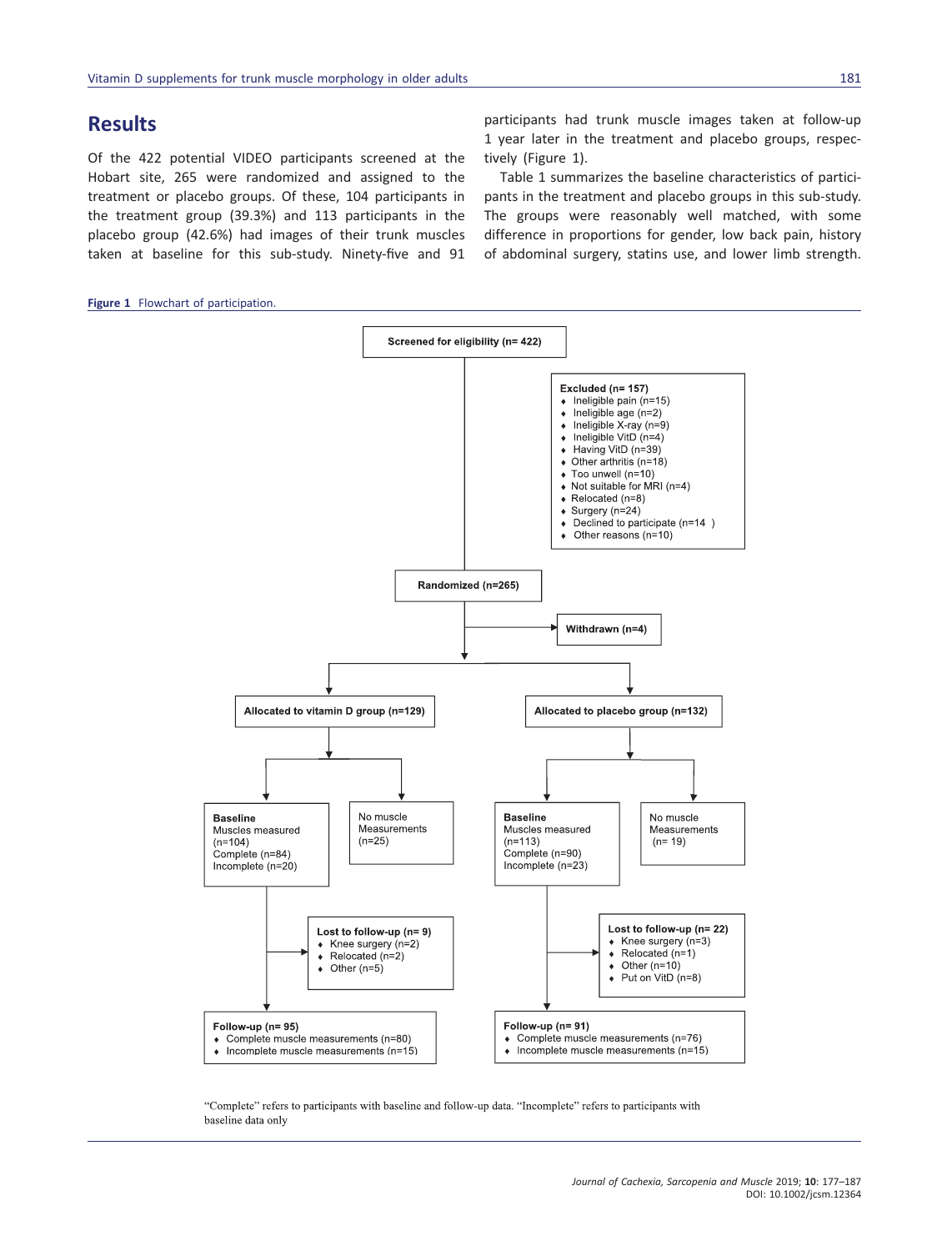## Results

Of the 422 potential VIDEO participants screened at the Hobart site, 265 were randomized and assigned to the treatment or placebo groups. Of these, 104 participants in the treatment group (39.3%) and 113 participants in the placebo group (42.6%) had images of their trunk muscles taken at baseline for this sub-study. Ninety-five and 91 participants had trunk muscle images taken at follow-up 1 year later in the treatment and placebo groups, respectively (Figure 1).

Table 1 summarizes the baseline characteristics of participants in the treatment and placebo groups in this sub-study. The groups were reasonably well matched, with some difference in proportions for gender, low back pain, history of abdominal surgery, statins use, and lower limb strength.

**Figure 1** Flowchart of participation.

Screened for eligibility (n= 422)

Excluded (n= 157)
- Ineligible pain (n=15)
- Ineligible age (n=2)
- Ineligible X-ray (n=9)
- Ineligible VitD (n=4)
- Having VitD (n=39)
- Other arthritis (n=18)
- Too unwell (n=10)
- Not suitable for MRI (n=4)
- Relocated (n=8)
- Surgery (n=24)
- Declined to participate (n=14 )
- Other reasons (n=10)

Randomized (n=265)

Withdrawn (n=4)

Allocated to vitamin D group (n=129)

Allocated to placebo group (n=132)

Baseline
Muscles measured (n=104)
Complete (n=84)
Incomplete (n=20)

No muscle Measurements (n=25)

Baseline
Muscles measured (n=113)
Complete (n=90)
Incomplete (n=23)

No muscle Measurements (n= 19)

Lost to follow-up (n= 9)
- Knee surgery (n=2)
- Relocated (n=2)
- Other (n=5)

Lost to follow-up (n= 22)
- Knee surgery (n=3)
- Relocated (n=1)
- Other (n=10)
- Put on VitD (n=8)

Follow-up (n= 95)
- Complete muscle measurements (n=80)
- Incomplete muscle measurements (n=15)

Follow-up (n= 91)
- Complete muscle measurements (n=76)
- Incomplete muscle measurements (n=15)

"Complete" refers to participants with baseline and follow-up data. "Incomplete" refers to participants with baseline data only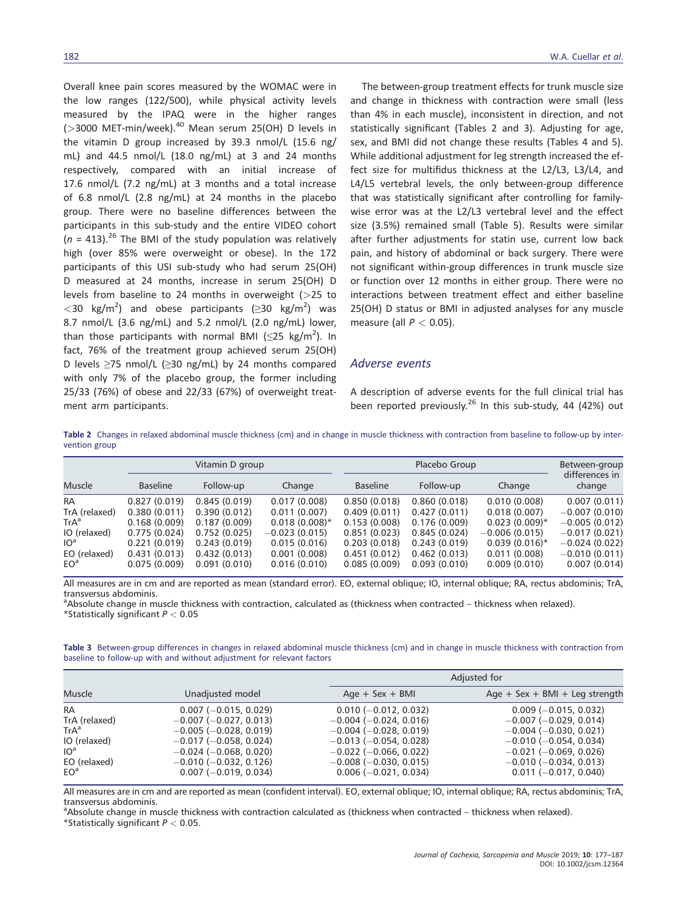Overall knee pain scores measured by the WOMAC were in the low ranges (122/500), while physical activity levels measured by the IPAQ were in the higher ranges (>3000 MET-min/week).[40] Mean serum 25(OH) D levels in the vitamin D group increased by 39.3 nmol/L (15.6 ng/mL) and 44.5 nmol/L (18.0 ng/mL) at 3 and 24 months respectively, compared with an initial increase of 17.6 nmol/L (7.2 ng/mL) at 3 months and a total increase of 6.8 nmol/L (2.8 ng/mL) at 24 months in the placebo group. There were no baseline differences between the participants in this sub-study and the entire VIDEO cohort ($n$ = 413).[26] The BMI of the study population was relatively high (over 85% were overweight or obese). In the 172 participants of this USI sub-study who had serum 25(OH) D measured at 24 months, increase in serum 25(OH) D levels from baseline to 24 months in overweight (>25 to <30 kg/m$^2$) and obese participants (≥30 kg/m$^2$) was 8.7 nmol/L (3.6 ng/mL) and 5.2 nmol/L (2.0 ng/mL) lower, than those participants with normal BMI (≤25 kg/m$^2$). In fact, 76% of the treatment group achieved serum 25(OH) D levels ≥75 nmol/L (≥30 ng/mL) by 24 months compared with only 7% of the placebo group, the former including 25/33 (76%) of obese and 22/33 (67%) of overweight treatment arm participants.

The between-group treatment effects for trunk muscle size and change in thickness with contraction were small (less than 4% in each muscle), inconsistent in direction, and not statistically significant (Tables 2 and 3). Adjusting for age, sex, and BMI did not change these results (Tables 4 and 5). While additional adjustment for leg strength increased the effect size for multifidus thickness at the L2/L3, L3/L4, and L4/L5 vertebral levels, the only between-group difference that was statistically significant after controlling for family-wise error was at the L2/L3 vertebral level and the effect size (3.5%) remained small (Table 5). Results were similar after further adjustments for statin use, current low back pain, and history of abdominal or back surgery. There were not significant within-group differences in trunk muscle size or function over 12 months in either group. There were no interactions between treatment effect and either baseline 25(OH) D status or BMI in adjusted analyses for any muscle measure (all $P < 0.05$).

## Adverse events

A description of adverse events for the full clinical trial has been reported previously.[26] In this sub-study, 44 (42%) out

**Table 2** Changes in relaxed abdominal muscle thickness (cm) and in change in muscle thickness with contraction from baseline to follow-up by intervention group

| Muscle | Vitamin D group | | | Placebo Group | | | Between-group differences in change |
|---|---|---|---|---|---|---|---|
| | Baseline | Follow-up | Change | Baseline | Follow-up | Change | |
| RA | 0.827 (0.019) | 0.845 (0.019) | 0.017 (0.008) | 0.850 (0.018) | 0.860 (0.018) | 0.010 (0.008) | 0.007 (0.011) |
| TrA (relaxed) | 0.380 (0.011) | 0.390 (0.012) | 0.011 (0.007) | 0.409 (0.011) | 0.427 (0.011) | 0.018 (0.007) | −0.007 (0.010) |
| TrA[a] | 0.168 (0.009) | 0.187 (0.009) | 0.018 (0.008)* | 0.153 (0.008) | 0.176 (0.009) | 0.023 (0.009)* | −0.005 (0.012) |
| IO (relaxed) | 0.775 (0.024) | 0.752 (0.025) | −0.023 (0.015) | 0.851 (0.023) | 0.845 (0.024) | −0.006 (0.015) | −0.017 (0.021) |
| IO[a] | 0.221 (0.019) | 0.243 (0.019) | 0.015 (0.016) | 0.203 (0.018) | 0.243 (0.019) | 0.039 (0.016)* | −0.024 (0.022) |
| EO (relaxed) | 0.431 (0.013) | 0.432 (0.013) | 0.001 (0.008) | 0.451 (0.012) | 0.462 (0.013) | 0.011 (0.008) | −0.010 (0.011) |
| EO[a] | 0.075 (0.009) | 0.091 (0.010) | 0.016 (0.010) | 0.085 (0.009) | 0.093 (0.010) | 0.009 (0.010) | 0.007 (0.014) |

All measures are in cm and are reported as mean (standard error). EO, external oblique; IO, internal oblique; RA, rectus abdominis; TrA, transversus abdominis.
[a]Absolute change in muscle thickness with contraction, calculated as (thickness when contracted – thickness when relaxed).
*Statistically significant $P < 0.05$

**Table 3** Between-group differences in changes in relaxed abdominal muscle thickness (cm) and in change in muscle thickness with contraction from baseline to follow-up with and without adjustment for relevant factors

| Muscle | Unadjusted model | Adjusted for | |
|---|---|---|---|
| | | Age + Sex + BMI | Age + Sex + BMI + Leg strength |
| RA | 0.007 (−0.015, 0.029) | 0.010 (−0.012, 0.032) | 0.009 (−0.015, 0.032) |
| TrA (relaxed) | −0.007 (−0.027, 0.013) | −0.004 (−0.024, 0.016) | −0.007 (−0.029, 0.014) |
| TrA[a] | −0.005 (−0.028, 0.019) | −0.004 (−0.028, 0.019) | −0.004 (−0.030, 0.021) |
| IO (relaxed) | −0.017 (−0.058, 0.024) | −0.013 (−0.054, 0.028) | −0.010 (−0.054, 0.034) |
| IO[a] | −0.024 (−0.068, 0.020) | −0.022 (−0.066, 0.022) | −0.021 (−0.069, 0.026) |
| EO (relaxed) | −0.010 (−0.032, 0.126) | −0.008 (−0.030, 0.015) | −0.010 (−0.034, 0.013) |
| EO[a] | 0.007 (−0.019, 0.034) | 0.006 (−0.021, 0.034) | 0.011 (−0.017, 0.040) |

All measures are in cm and are reported as mean (confident interval). EO, external oblique; IO, internal oblique; RA, rectus abdominis; TrA, transversus abdominis.
[a]Absolute change in muscle thickness with contraction calculated as (thickness when contracted – thickness when relaxed).
*Statistically significant $P < 0.05$.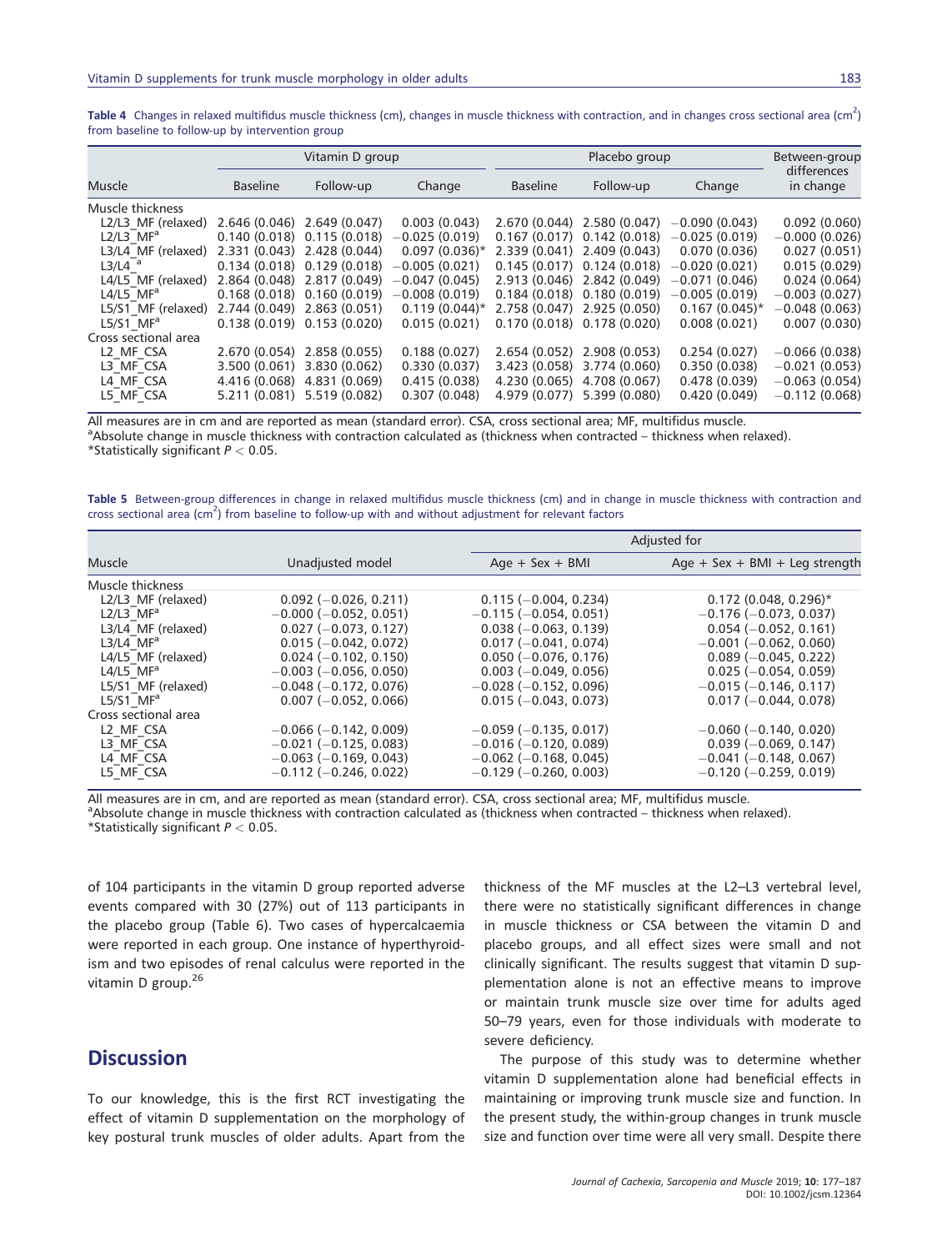**Table 4** Changes in relaxed multifidus muscle thickness (cm), changes in muscle thickness with contraction, and in changes cross sectional area (cm$^2$) from baseline to follow-up by intervention group

| Muscle | Vitamin D group | | | Placebo group | | | Between-group differences in change |
|---|---|---|---|---|---|---|---|
| | Baseline | Follow-up | Change | Baseline | Follow-up | Change | |
| Muscle thickness | | | | | | | |
| L2/L3_MF (relaxed) | 2.646 (0.046) | 2.649 (0.047) | 0.003 (0.043) | 2.670 (0.044) | 2.580 (0.047) | −0.090 (0.043) | 0.092 (0.060) |
| L2/L3_MF[a] | 0.140 (0.018) | 0.115 (0.018) | −0.025 (0.019) | 0.167 (0.017) | 0.142 (0.018) | −0.025 (0.019) | −0.000 (0.026) |
| L3/L4_MF (relaxed) | 2.331 (0.043) | 2.428 (0.044) | 0.097 (0.036)* | 2.339 (0.041) | 2.409 (0.043) | 0.070 (0.036) | 0.027 (0.051) |
| L3/L4_[a] | 0.134 (0.018) | 0.129 (0.018) | −0.005 (0.021) | 0.145 (0.017) | 0.124 (0.018) | −0.020 (0.021) | 0.015 (0.029) |
| L4/L5_MF (relaxed) | 2.864 (0.048) | 2.817 (0.049) | −0.047 (0.045) | 2.913 (0.046) | 2.842 (0.049) | −0.071 (0.046) | 0.024 (0.064) |
| L4/L5_MF[a] | 0.168 (0.018) | 0.160 (0.019) | −0.008 (0.019) | 0.184 (0.018) | 0.180 (0.019) | −0.005 (0.019) | −0.003 (0.027) |
| L5/S1_MF (relaxed) | 2.744 (0.049) | 2.863 (0.051) | 0.119 (0.044)* | 2.758 (0.047) | 2.925 (0.050) | 0.167 (0.045)* | −0.048 (0.063) |
| L5/S1_MF[a] | 0.138 (0.019) | 0.153 (0.020) | 0.015 (0.021) | 0.170 (0.018) | 0.178 (0.020) | 0.008 (0.021) | 0.007 (0.030) |
| Cross sectional area | | | | | | | |
| L2_MF_CSA | 2.670 (0.054) | 2.858 (0.055) | 0.188 (0.027) | 2.654 (0.052) | 2.908 (0.053) | 0.254 (0.027) | −0.066 (0.038) |
| L3_MF_CSA | 3.500 (0.061) | 3.830 (0.062) | 0.330 (0.037) | 3.423 (0.058) | 3.774 (0.060) | 0.350 (0.038) | −0.021 (0.053) |
| L4_MF_CSA | 4.416 (0.068) | 4.831 (0.069) | 0.415 (0.038) | 4.230 (0.065) | 4.708 (0.067) | 0.478 (0.039) | −0.063 (0.054) |
| L5_MF_CSA | 5.211 (0.081) | 5.519 (0.082) | 0.307 (0.048) | 4.979 (0.077) | 5.399 (0.080) | 0.420 (0.049) | −0.112 (0.068) |

All measures are in cm and are reported as mean (standard error). CSA, cross sectional area; MF, multifidus muscle.
[a]Absolute change in muscle thickness with contraction calculated as (thickness when contracted − thickness when relaxed).
*Statistically significant $P < 0.05$.

**Table 5** Between-group differences in change in relaxed multifidus muscle thickness (cm) and in change in muscle thickness with contraction and cross sectional area (cm$^2$) from baseline to follow-up with and without adjustment for relevant factors

| Muscle | Unadjusted model | Adjusted for | |
|---|---|---|---|
| | | Age + Sex + BMI | Age + Sex + BMI + Leg strength |
| Muscle thickness | | | |
| L2/L3_MF (relaxed) | 0.092 (−0.026, 0.211) | 0.115 (−0.004, 0.234) | 0.172 (0.048, 0.296)* |
| L2/L3_MF[a] | −0.000 (−0.052, 0.051) | −0.115 (−0.054, 0.051) | −0.176 (−0.073, 0.037) |
| L3/L4_MF (relaxed) | 0.027 (−0.073, 0.127) | 0.038 (−0.063, 0.139) | 0.054 (−0.052, 0.161) |
| L3/L4_MF[a] | 0.015 (−0.042, 0.072) | 0.017 (−0.041, 0.074) | −0.001 (−0.062, 0.060) |
| L4/L5_MF (relaxed) | 0.024 (−0.102, 0.150) | 0.050 (−0.076, 0.176) | 0.089 (−0.045, 0.222) |
| L4/L5_MF[a] | −0.003 (−0.056, 0.050) | 0.003 (−0.049, 0.056) | 0.025 (−0.054, 0.059) |
| L5/S1_MF (relaxed) | −0.048 (−0.172, 0.076) | −0.028 (−0.152, 0.096) | −0.015 (−0.146, 0.117) |
| L5/S1_MF[a] | 0.007 (−0.052, 0.066) | 0.015 (−0.043, 0.073) | 0.017 (−0.044, 0.078) |
| Cross sectional area | | | |
| L2_MF_CSA | −0.066 (−0.142, 0.009) | −0.059 (−0.135, 0.017) | −0.060 (−0.140, 0.020) |
| L3_MF_CSA | −0.021 (−0.125, 0.083) | −0.016 (−0.120, 0.089) | 0.039 (−0.069, 0.147) |
| L4_MF_CSA | −0.063 (−0.169, 0.043) | −0.062 (−0.168, 0.045) | −0.041 (−0.148, 0.067) |
| L5_MF_CSA | −0.112 (−0.246, 0.022) | −0.129 (−0.260, 0.003) | −0.120 (−0.259, 0.019) |

All measures are in cm, and are reported as mean (standard error). CSA, cross sectional area; MF, multifidus muscle.
[a]Absolute change in muscle thickness with contraction calculated as (thickness when contracted − thickness when relaxed).
*Statistically significant $P < 0.05$.

of 104 participants in the vitamin D group reported adverse events compared with 30 (27%) out of 113 participants in the placebo group (Table 6). Two cases of hypercalcaemia were reported in each group. One instance of hyperthyroidism and two episodes of renal calculus were reported in the vitamin D group.[26]

## Discussion

To our knowledge, this is the first RCT investigating the effect of vitamin D supplementation on the morphology of key postural trunk muscles of older adults. Apart from the thickness of the MF muscles at the L2–L3 vertebral level, there were no statistically significant differences in change in muscle thickness or CSA between the vitamin D and placebo groups, and all effect sizes were small and not clinically significant. The results suggest that vitamin D supplementation alone is not an effective means to improve or maintain trunk muscle size over time for adults aged 50–79 years, even for those individuals with moderate to severe deficiency.

The purpose of this study was to determine whether vitamin D supplementation alone had beneficial effects in maintaining or improving trunk muscle size and function. In the present study, the within-group changes in trunk muscle size and function over time were all very small. Despite there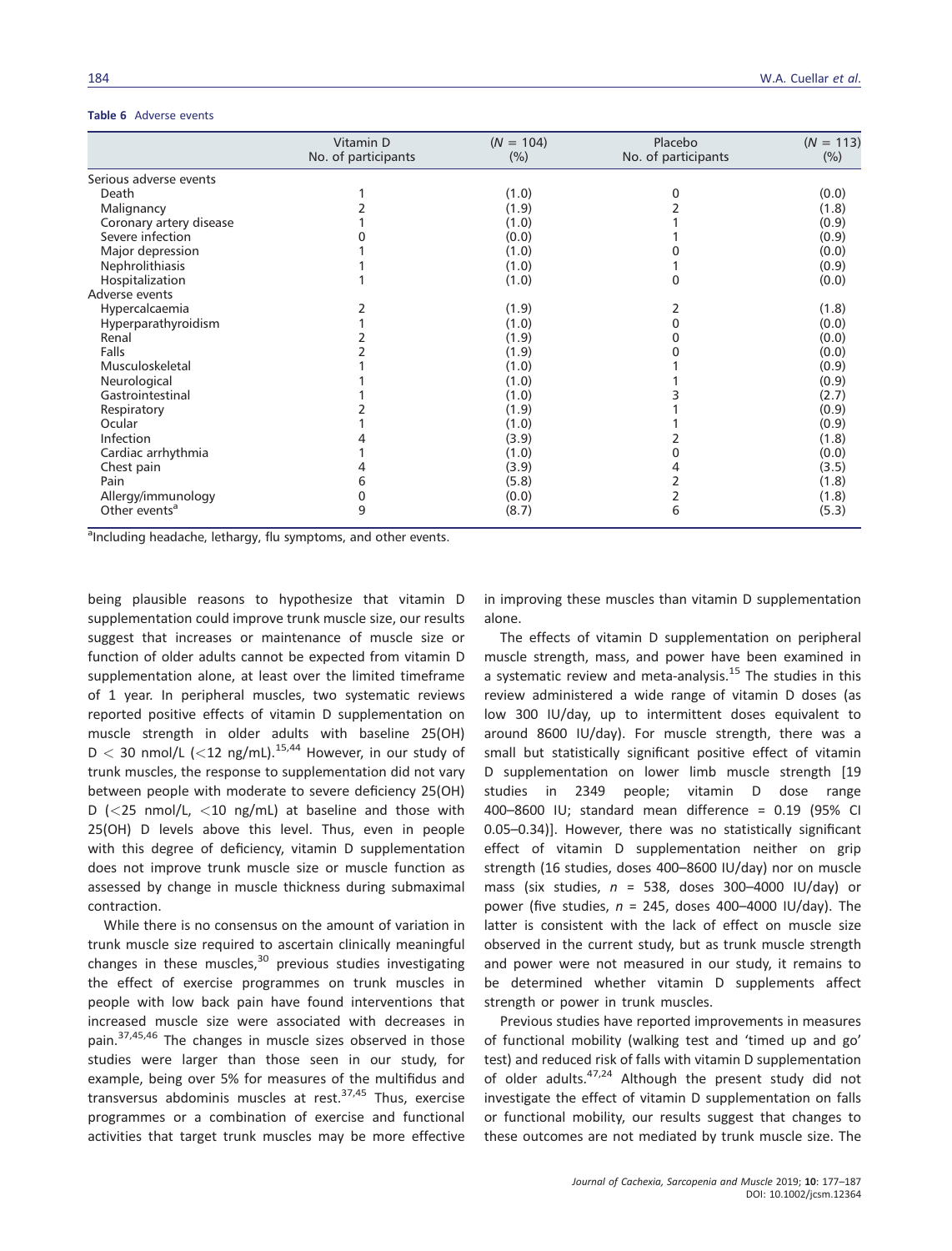**Table 6** Adverse events

| | Vitamin D No. of participants | ($N$ = 104) (%) | Placebo No. of participants | ($N$ = 113) (%) |
|---|---|---|---|---|
| Serious adverse events | | | | |
| Death | 1 | (1.0) | 0 | (0.0) |
| Malignancy | 2 | (1.9) | 2 | (1.8) |
| Coronary artery disease | 1 | (1.0) | 1 | (0.9) |
| Severe infection | 0 | (0.0) | 1 | (0.9) |
| Major depression | 1 | (1.0) | 0 | (0.0) |
| Nephrolithiasis | 1 | (1.0) | 1 | (0.9) |
| Hospitalization | 1 | (1.0) | 0 | (0.0) |
| Adverse events | | | | |
| Hypercalcaemia | 2 | (1.9) | 2 | (1.8) |
| Hyperparathyroidism | 1 | (1.0) | 0 | (0.0) |
| Renal | 2 | (1.9) | 0 | (0.0) |
| Falls | 2 | (1.9) | 0 | (0.0) |
| Musculoskeletal | 1 | (1.0) | 1 | (0.9) |
| Neurological | 1 | (1.0) | 1 | (0.9) |
| Gastrointestinal | 1 | (1.0) | 3 | (2.7) |
| Respiratory | 2 | (1.9) | 1 | (0.9) |
| Ocular | 1 | (1.0) | 1 | (0.9) |
| Infection | 4 | (3.9) | 2 | (1.8) |
| Cardiac arrhythmia | 1 | (1.0) | 0 | (0.0) |
| Chest pain | 4 | (3.9) | 4 | (3.5) |
| Pain | 6 | (5.8) | 2 | (1.8) |
| Allergy/immunology | 0 | (0.0) | 2 | (1.8) |
| Other events[a] | 9 | (8.7) | 6 | (5.3) |

[a]Including headache, lethargy, flu symptoms, and other events.

being plausible reasons to hypothesize that vitamin D supplementation could improve trunk muscle size, our results suggest that increases or maintenance of muscle size or function of older adults cannot be expected from vitamin D supplementation alone, at least over the limited timeframe of 1 year. In peripheral muscles, two systematic reviews reported positive effects of vitamin D supplementation on muscle strength in older adults with baseline 25(OH) D < 30 nmol/L (<12 ng/mL).[15,44] However, in our study of trunk muscles, the response to supplementation did not vary between people with moderate to severe deficiency 25(OH) D (<25 nmol/L, <10 ng/mL) at baseline and those with 25(OH) D levels above this level. Thus, even in people with this degree of deficiency, vitamin D supplementation does not improve trunk muscle size or muscle function as assessed by change in muscle thickness during submaximal contraction.

While there is no consensus on the amount of variation in trunk muscle size required to ascertain clinically meaningful changes in these muscles,[30] previous studies investigating the effect of exercise programmes on trunk muscles in people with low back pain have found interventions that increased muscle size were associated with decreases in pain.[37,45,46] The changes in muscle sizes observed in those studies were larger than those seen in our study, for example, being over 5% for measures of the multifidus and transversus abdominis muscles at rest.[37,45] Thus, exercise programmes or a combination of exercise and functional activities that target trunk muscles may be more effective in improving these muscles than vitamin D supplementation alone.

The effects of vitamin D supplementation on peripheral muscle strength, mass, and power have been examined in a systematic review and meta-analysis.[15] The studies in this review administered a wide range of vitamin D doses (as low 300 IU/day, up to intermittent doses equivalent to around 8600 IU/day). For muscle strength, there was a small but statistically significant positive effect of vitamin D supplementation on lower limb muscle strength [19 studies in 2349 people; vitamin D dose range 400–8600 IU; standard mean difference = 0.19 (95% CI 0.05–0.34)]. However, there was no statistically significant effect of vitamin D supplementation neither on grip strength (16 studies, doses 400–8600 IU/day) nor on muscle mass (six studies, $n$ = 538, doses 300–4000 IU/day) or power (five studies, $n$ = 245, doses 400–4000 IU/day). The latter is consistent with the lack of effect on muscle size observed in the current study, but as trunk muscle strength and power were not measured in our study, it remains to be determined whether vitamin D supplements affect strength or power in trunk muscles.

Previous studies have reported improvements in measures of functional mobility (walking test and 'timed up and go' test) and reduced risk of falls with vitamin D supplementation of older adults.[47,24] Although the present study did not investigate the effect of vitamin D supplementation on falls or functional mobility, our results suggest that changes to these outcomes are not mediated by trunk muscle size. The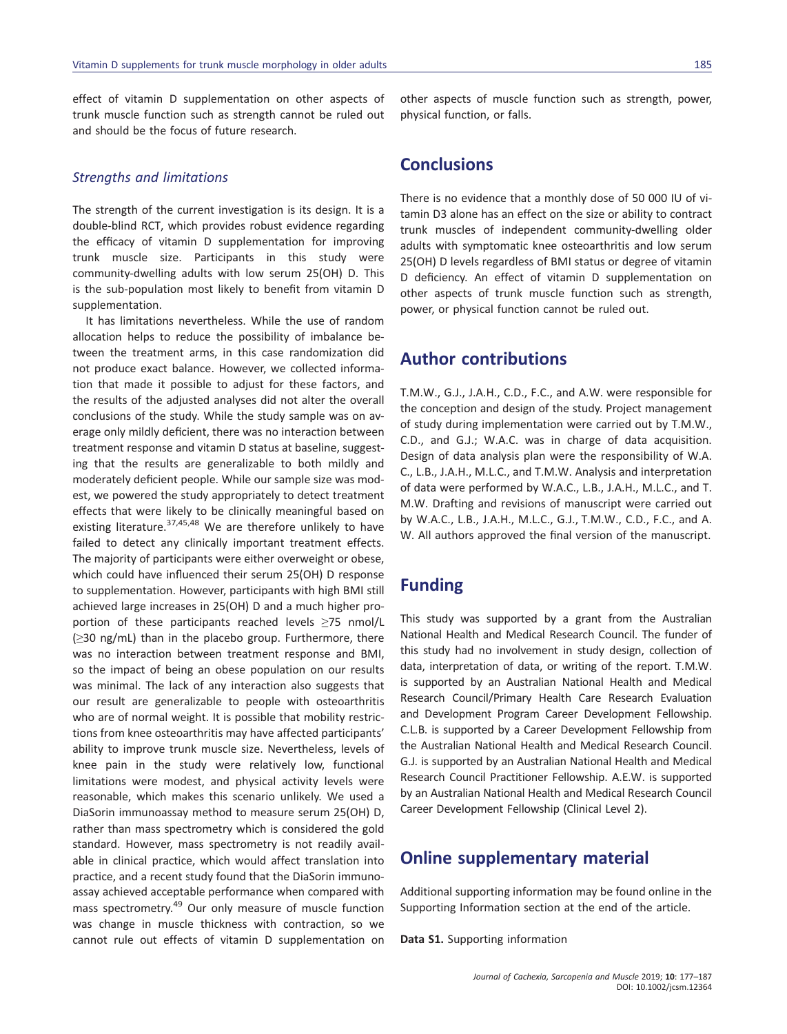effect of vitamin D supplementation on other aspects of trunk muscle function such as strength cannot be ruled out and should be the focus of future research.

### *Strengths and limitations*

The strength of the current investigation is its design. It is a double-blind RCT, which provides robust evidence regarding the efficacy of vitamin D supplementation for improving trunk muscle size. Participants in this study were community-dwelling adults with low serum 25(OH) D. This is the sub-population most likely to benefit from vitamin D supplementation.

It has limitations nevertheless. While the use of random allocation helps to reduce the possibility of imbalance between the treatment arms, in this case randomization did not produce exact balance. However, we collected information that made it possible to adjust for these factors, and the results of the adjusted analyses did not alter the overall conclusions of the study. While the study sample was on average only mildly deficient, there was no interaction between treatment response and vitamin D status at baseline, suggesting that the results are generalizable to both mildly and moderately deficient people. While our sample size was modest, we powered the study appropriately to detect treatment effects that were likely to be clinically meaningful based on existing literature.[37,45,48] We are therefore unlikely to have failed to detect any clinically important treatment effects. The majority of participants were either overweight or obese, which could have influenced their serum 25(OH) D response to supplementation. However, participants with high BMI still achieved large increases in 25(OH) D and a much higher proportion of these participants reached levels ≥75 nmol/L (≥30 ng/mL) than in the placebo group. Furthermore, there was no interaction between treatment response and BMI, so the impact of being an obese population on our results was minimal. The lack of any interaction also suggests that our result are generalizable to people with osteoarthritis who are of normal weight. It is possible that mobility restrictions from knee osteoarthritis may have affected participants' ability to improve trunk muscle size. Nevertheless, levels of knee pain in the study were relatively low, functional limitations were modest, and physical activity levels were reasonable, which makes this scenario unlikely. We used a DiaSorin immunoassay method to measure serum 25(OH) D, rather than mass spectrometry which is considered the gold standard. However, mass spectrometry is not readily available in clinical practice, which would affect translation into practice, and a recent study found that the DiaSorin immunoassay achieved acceptable performance when compared with mass spectrometry.[49] Our only measure of muscle function was change in muscle thickness with contraction, so we cannot rule out effects of vitamin D supplementation on other aspects of muscle function such as strength, power, physical function, or falls.

## Conclusions

There is no evidence that a monthly dose of 50 000 IU of vitamin D3 alone has an effect on the size or ability to contract trunk muscles of independent community-dwelling older adults with symptomatic knee osteoarthritis and low serum 25(OH) D levels regardless of BMI status or degree of vitamin D deficiency. An effect of vitamin D supplementation on other aspects of trunk muscle function such as strength, power, or physical function cannot be ruled out.

## Author contributions

T.M.W., G.J., J.A.H., C.D., F.C., and A.W. were responsible for the conception and design of the study. Project management of study during implementation were carried out by T.M.W., C.D., and G.J.; W.A.C. was in charge of data acquisition. Design of data analysis plan were the responsibility of W.A.C., L.B., J.A.H., M.L.C., and T.M.W. Analysis and interpretation of data were performed by W.A.C., L.B., J.A.H., M.L.C., and T.M.W. Drafting and revisions of manuscript were carried out by W.A.C., L.B., J.A.H., M.L.C., G.J., T.M.W., C.D., F.C., and A.W. All authors approved the final version of the manuscript.

## Funding

This study was supported by a grant from the Australian National Health and Medical Research Council. The funder of this study had no involvement in study design, collection of data, interpretation of data, or writing of the report. T.M.W. is supported by an Australian National Health and Medical Research Council/Primary Health Care Research Evaluation and Development Program Career Development Fellowship. C.L.B. is supported by a Career Development Fellowship from the Australian National Health and Medical Research Council. G.J. is supported by an Australian National Health and Medical Research Council Practitioner Fellowship. A.E.W. is supported by an Australian National Health and Medical Research Council Career Development Fellowship (Clinical Level 2).

## Online supplementary material

Additional supporting information may be found online in the Supporting Information section at the end of the article.

**Data S1.** Supporting information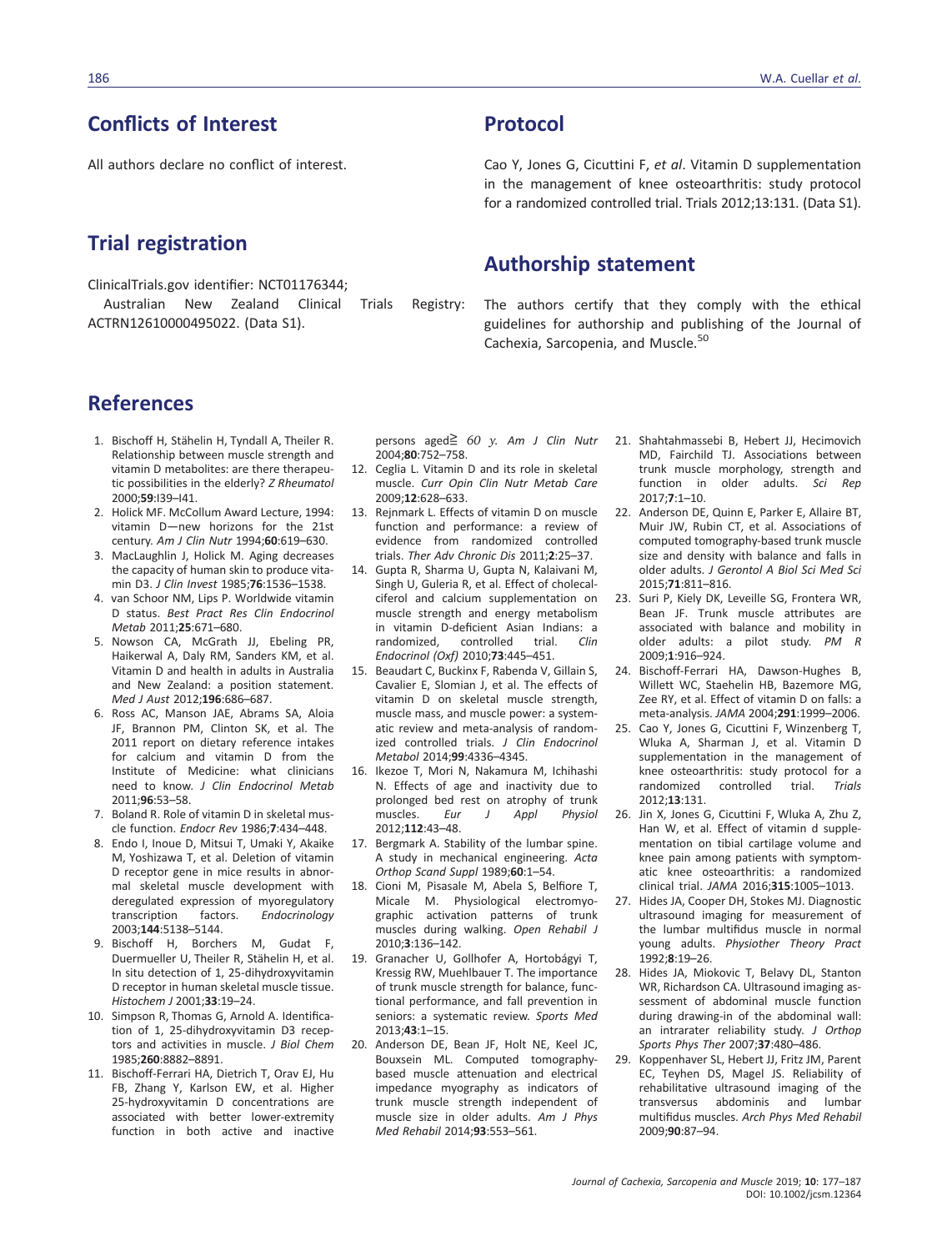## Conflicts of Interest

All authors declare no conflict of interest.

## Trial registration

ClinicalTrials.gov identifier: NCT01176344;
Australian New Zealand Clinical Trials Registry: ACTRN12610000495022. (Data S1).

## Protocol

Cao Y, Jones G, Cicuttini F, *et al*. Vitamin D supplementation in the management of knee osteoarthritis: study protocol for a randomized controlled trial. Trials 2012;13:131. (Data S1).

## Authorship statement

The authors certify that they comply with the ethical guidelines for authorship and publishing of the Journal of Cachexia, Sarcopenia, and Muscle.[50]

## References

1. Bischoff H, Stähelin H, Tyndall A, Theiler R. Relationship between muscle strength and vitamin D metabolites: are there therapeutic possibilities in the elderly? *Z Rheumatol* 2000;**59**:I39–I41.
2. Holick MF. McCollum Award Lecture, 1994: vitamin D—new horizons for the 21st century. *Am J Clin Nutr* 1994;**60**:619–630.
3. MacLaughlin J, Holick M. Aging decreases the capacity of human skin to produce vitamin D3. *J Clin Invest* 1985;**76**:1536–1538.
4. van Schoor NM, Lips P. Worldwide vitamin D status. *Best Pract Res Clin Endocrinol Metab* 2011;**25**:671–680.
5. Nowson CA, McGrath JJ, Ebeling PR, Haikerwal A, Daly RM, Sanders KM, et al. Vitamin D and health in adults in Australia and New Zealand: a position statement. *Med J Aust* 2012;**196**:686–687.
6. Ross AC, Manson JAE, Abrams SA, Aloia JF, Brannon PM, Clinton SK, et al. The 2011 report on dietary reference intakes for calcium and vitamin D from the Institute of Medicine: what clinicians need to know. *J Clin Endocrinol Metab* 2011;**96**:53–58.
7. Boland R. Role of vitamin D in skeletal muscle function. *Endocr Rev* 1986;**7**:434–448.
8. Endo I, Inoue D, Mitsui T, Umaki Y, Akaike M, Yoshizawa T, et al. Deletion of vitamin D receptor gene in mice results in abnormal skeletal muscle development with deregulated expression of myoregulatory transcription factors. *Endocrinology* 2003;**144**:5138–5144.
9. Bischoff H, Borchers M, Gudat F, Duermueller U, Theiler R, Stähelin H, et al. In situ detection of 1, 25-dihydroxyvitamin D receptor in human skeletal muscle tissue. *Histochem J* 2001;**33**:19–24.
10. Simpson R, Thomas G, Arnold A. Identification of 1, 25-dihydroxyvitamin D3 receptors and activities in muscle. *J Biol Chem* 1985;**260**:8882–8891.
11. Bischoff-Ferrari HA, Dietrich T, Orav EJ, Hu FB, Zhang Y, Karlson EW, et al. Higher 25-hydroxyvitamin D concentrations are associated with better lower-extremity function in both active and inactive persons aged≧ *60 y*. *Am J Clin Nutr* 2004;**80**:752–758.
12. Ceglia L. Vitamin D and its role in skeletal muscle. *Curr Opin Clin Nutr Metab Care* 2009;**12**:628–633.
13. Rejnmark L. Effects of vitamin D on muscle function and performance: a review of evidence from randomized controlled trials. *Ther Adv Chronic Dis* 2011;**2**:25–37.
14. Gupta R, Sharma U, Gupta N, Kalaivani M, Singh U, Guleria R, et al. Effect of cholecalciferol and calcium supplementation on muscle strength and energy metabolism in vitamin D-deficient Asian Indians: a randomized, controlled trial. *Clin Endocrinol (Oxf)* 2010;**73**:445–451.
15. Beaudart C, Buckinx F, Rabenda V, Gillain S, Cavalier E, Slomian J, et al. The effects of vitamin D on skeletal muscle strength, muscle mass, and muscle power: a systematic review and meta-analysis of randomized controlled trials. *J Clin Endocrinol Metabol* 2014;**99**:4336–4345.
16. Ikezoe T, Mori N, Nakamura M, Ichihashi N. Effects of age and inactivity due to prolonged bed rest on atrophy of trunk muscles. *Eur J Appl Physiol* 2012;**112**:43–48.
17. Bergmark A. Stability of the lumbar spine. A study in mechanical engineering. *Acta Orthop Scand Suppl* 1989;**60**:1–54.
18. Cioni M, Pisasale M, Abela S, Belfiore T, Micale M. Physiological electromyographic activation patterns of trunk muscles during walking. *Open Rehabil J* 2010;**3**:136–142.
19. Granacher U, Gollhofer A, Hortobágyi T, Kressig RW, Muehlbauer T. The importance of trunk muscle strength for balance, functional performance, and fall prevention in seniors: a systematic review. *Sports Med* 2013;**43**:1–15.
20. Anderson DE, Bean JF, Holt NE, Keel JC, Bouxsein ML. Computed tomography-based muscle attenuation and electrical impedance myography as indicators of trunk muscle strength independent of muscle size in older adults. *Am J Phys Med Rehabil* 2014;**93**:553–561.
21. Shahtahmassebi B, Hebert JJ, Hecimovich MD, Fairchild TJ. Associations between trunk muscle morphology, strength and function in older adults. *Sci Rep* 2017;**7**:1–10.
22. Anderson DE, Quinn E, Parker E, Allaire BT, Muir JW, Rubin CT, et al. Associations of computed tomography-based trunk muscle size and density with balance and falls in older adults. *J Gerontol A Biol Sci Med Sci* 2015;**71**:811–816.
23. Suri P, Kiely DK, Leveille SG, Frontera WR, Bean JF. Trunk muscle attributes are associated with balance and mobility in older adults: a pilot study. *PM R* 2009;**1**:916–924.
24. Bischoff-Ferrari HA, Dawson-Hughes B, Willett WC, Staehelin HB, Bazemore MG, Zee RY, et al. Effect of vitamin D on falls: a meta-analysis. *JAMA* 2004;**291**:1999–2006.
25. Cao Y, Jones G, Cicuttini F, Winzenberg T, Wluka A, Sharman J, et al. Vitamin D supplementation in the management of knee osteoarthritis: study protocol for a randomized controlled trial. *Trials* 2012;**13**:131.
26. Jin X, Jones G, Cicuttini F, Wluka A, Zhu Z, Han W, et al. Effect of vitamin d supplementation on tibial cartilage volume and knee pain among patients with symptomatic knee osteoarthritis: a randomized clinical trial. *JAMA* 2016;**315**:1005–1013.
27. Hides JA, Cooper DH, Stokes MJ. Diagnostic ultrasound imaging for measurement of the lumbar multifidus muscle in normal young adults. *Physiother Theory Pract* 1992;**8**:19–26.
28. Hides JA, Miokovic T, Belavy DL, Stanton WR, Richardson CA. Ultrasound imaging assessment of abdominal muscle function during drawing-in of the abdominal wall: an intrarater reliability study. *J Orthop Sports Phys Ther* 2007;**37**:480–486.
29. Koppenhaver SL, Hebert JJ, Fritz JM, Parent EC, Teyhen DS, Magel JS. Reliability of rehabilitative ultrasound imaging of the transversus abdominis and lumbar multifidus muscles. *Arch Phys Med Rehabil* 2009;**90**:87–94.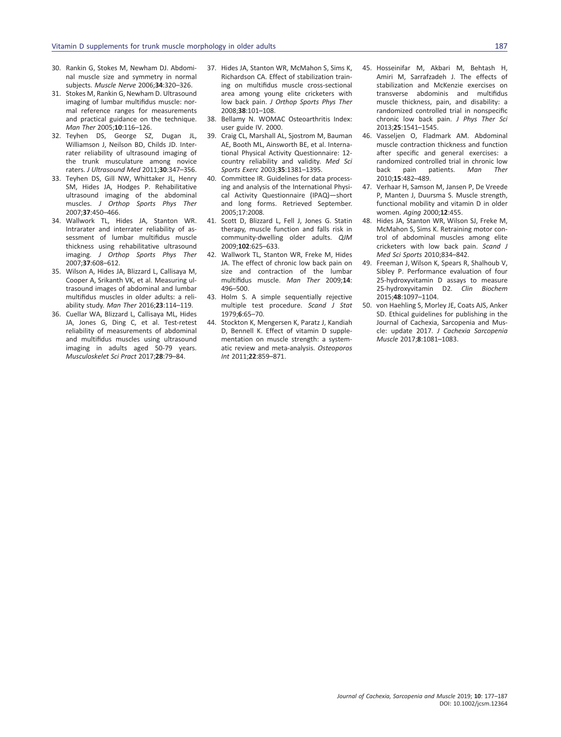30. Rankin G, Stokes M, Newham DJ. Abdominal muscle size and symmetry in normal subjects. *Muscle Nerve* 2006;**34**:320–326.
31. Stokes M, Rankin G, Newham D. Ultrasound imaging of lumbar multifidus muscle: normal reference ranges for measurements and practical guidance on the technique. *Man Ther* 2005;**10**:116–126.
32. Teyhen DS, George SZ, Dugan JL, Williamson J, Neilson BD, Childs JD. Interrater reliability of ultrasound imaging of the trunk musculature among novice raters. *J Ultrasound Med* 2011;**30**:347–356.
33. Teyhen DS, Gill NW, Whittaker JL, Henry SM, Hides JA, Hodges P. Rehabilitative ultrasound imaging of the abdominal muscles. *J Orthop Sports Phys Ther* 2007;**37**:450–466.
34. Wallwork TL, Hides JA, Stanton WR. Intrarater and interrater reliability of assessment of lumbar multifidus muscle thickness using rehabilitative ultrasound imaging. *J Orthop Sports Phys Ther* 2007;**37**:608–612.
35. Wilson A, Hides JA, Blizzard L, Callisaya M, Cooper A, Srikanth VK, et al. Measuring ultrasound images of abdominal and lumbar multifidus muscles in older adults: a reliability study. *Man Ther* 2016;**23**:114–119.
36. Cuellar WA, Blizzard L, Callisaya ML, Hides JA, Jones G, Ding C, et al. Test-retest reliability of measurements of abdominal and multifidus muscles using ultrasound imaging in adults aged 50-79 years. *Musculoskelet Sci Pract* 2017;**28**:79–84.
37. Hides JA, Stanton WR, McMahon S, Sims K, Richardson CA. Effect of stabilization training on multifidus muscle cross-sectional area among young elite cricketers with low back pain. *J Orthop Sports Phys Ther* 2008;**38**:101–108.
38. Bellamy N. WOMAC Osteoarthritis Index: user guide IV. 2000.
39. Craig CL, Marshall AL, Sjostrom M, Bauman AE, Booth ML, Ainsworth BE, et al. International Physical Activity Questionnaire: 12-country reliability and validity. *Med Sci Sports Exerc* 2003;**35**:1381–1395.
40. Committee IR. Guidelines for data processing and analysis of the International Physical Activity Questionnaire (IPAQ)—short and long forms. Retrieved September. 2005;17:2008.
41. Scott D, Blizzard L, Fell J, Jones G. Statin therapy, muscle function and falls risk in community-dwelling older adults. *QJM* 2009;**102**:625–633.
42. Wallwork TL, Stanton WR, Freke M, Hides JA. The effect of chronic low back pain on size and contraction of the lumbar multifidus muscle. *Man Ther* 2009;**14**: 496–500.
43. Holm S. A simple sequentially rejective multiple test procedure. *Scand J Stat* 1979;**6**:65–70.
44. Stockton K, Mengersen K, Paratz J, Kandiah D, Bennell K. Effect of vitamin D supplementation on muscle strength: a systematic review and meta-analysis. *Osteoporos Int* 2011;**22**:859–871.
45. Hosseinifar M, Akbari M, Behtash H, Amiri M, Sarrafzadeh J. The effects of stabilization and McKenzie exercises on transverse abdominis and multifidus muscle thickness, pain, and disability: a randomized controlled trial in nonspecific chronic low back pain. *J Phys Ther Sci* 2013;**25**:1541–1545.
46. Vasseljen O, Fladmark AM. Abdominal muscle contraction thickness and function after specific and general exercises: a randomized controlled trial in chronic low back pain patients. *Man Ther* 2010;**15**:482–489.
47. Verhaar H, Samson M, Jansen P, De Vreede P, Manten J, Duursma S. Muscle strength, functional mobility and vitamin D in older women. *Aging* 2000;**12**:455.
48. Hides JA, Stanton WR, Wilson SJ, Freke M, McMahon S, Sims K. Retraining motor control of abdominal muscles among elite cricketers with low back pain. *Scand J Med Sci Sports* 2010;834–842.
49. Freeman J, Wilson K, Spears R, Shalhoub V, Sibley P. Performance evaluation of four 25-hydroxyvitamin D assays to measure 25-hydroxyvitamin D2. *Clin Biochem* 2015;**48**:1097–1104.
50. von Haehling S, Morley JE, Coats AJS, Anker SD. Ethical guidelines for publishing in the Journal of Cachexia, Sarcopenia and Muscle: update 2017. *J Cachexia Sarcopenia Muscle* 2017;**8**:1081–1083.